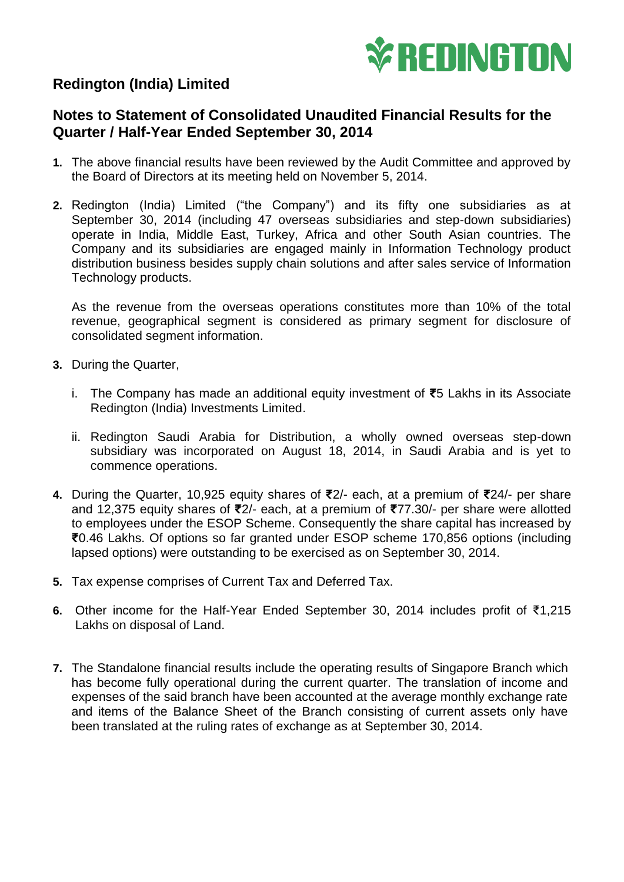# Redington (India) Limited

## Notes to Statement of Consolidated Unaudited Financial Results for the Quarter / Half-Year Ended September 30, 2014

1. The above financial results have been reviewed by the Audit Committee and approved by the Board of Directors at its meeting held on November 5, 2014.

2. Redington (India) Limited ("the Company") and its fifty one subsidiaries as at September 30, 2014 (including 47 overseas subsidiaries and step-down subsidiaries) operate in India, Middle East, Turkey, Africa and other South Asian countries. The Company and its subsidiaries are engaged mainly in Information Technology product distribution business besides supply chain solutions and after sales service of Information Technology products.

   As the revenue from the overseas operations constitutes more than 10% of the total revenue, geographical segment is considered as primary segment for disclosure of consolidated segment information.

3. During the Quarter,

   i. The Company has made an additional equity investment of ₹5 Lakhs in its Associate Redington (India) Investments Limited.

   ii. Redington Saudi Arabia for Distribution, a wholly owned overseas step-down subsidiary was incorporated on August 18, 2014, in Saudi Arabia and is yet to commence operations.

4. During the Quarter, 10,925 equity shares of ₹2/- each, at a premium of ₹24/- per share and 12,375 equity shares of ₹2/- each, at a premium of ₹77.30/- per share were allotted to employees under the ESOP Scheme. Consequently the share capital has increased by ₹0.46 Lakhs. Of options so far granted under ESOP scheme 170,856 options (including lapsed options) were outstanding to be exercised as on September 30, 2014.

5. Tax expense comprises of Current Tax and Deferred Tax.

6. Other income for the Half-Year Ended September 30, 2014 includes profit of ₹1,215 Lakhs on disposal of Land.

7. The Standalone financial results include the operating results of Singapore Branch which has become fully operational during the current quarter. The translation of income and expenses of the said branch have been accounted at the average monthly exchange rate and items of the Balance Sheet of the Branch consisting of current assets only have been translated at the ruling rates of exchange as at September 30, 2014.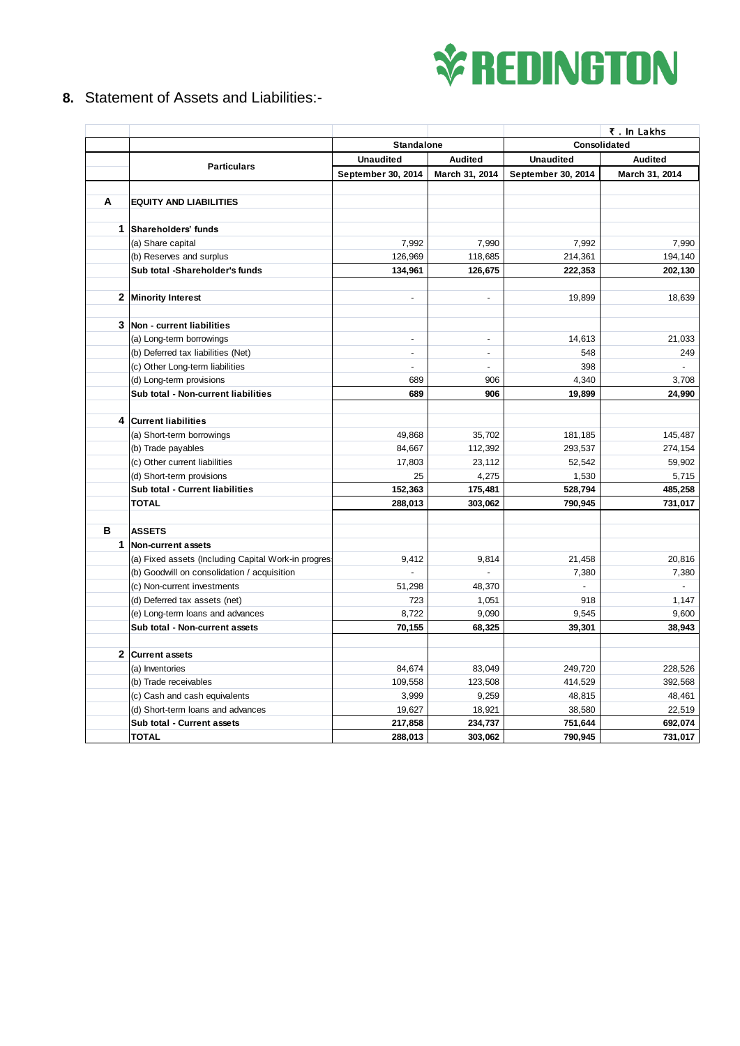REDINGTON

## 8. Statement of Assets and Liabilities:-

₹ . In Lakhs

| | Particulars | Standalone | | Consolidated | |
|---|---|---|---|---|---|
| | | Unaudited | Audited | Unaudited | Audited |
| | | September 30, 2014 | March 31, 2014 | September 30, 2014 | March 31, 2014 |
| **A** | **EQUITY AND LIABILITIES** | | | | |
| **1** | **Shareholders' funds** | | | | |
| | (a) Share capital | 7,992 | 7,990 | 7,992 | 7,990 |
| | (b) Reserves and surplus | 126,969 | 118,685 | 214,361 | 194,140 |
| | **Sub total -Shareholder's funds** | **134,961** | **126,675** | **222,353** | **202,130** |
| **2** | **Minority Interest** | - | - | 19,899 | 18,639 |
| **3** | **Non - current liabilities** | | | | |
| | (a) Long-term borrowings | - | - | 14,613 | 21,033 |
| | (b) Deferred tax liabilities (Net) | - | - | 548 | 249 |
| | (c) Other Long-term liabilities | - | - | 398 | - |
| | (d) Long-term provisions | 689 | 906 | 4,340 | 3,708 |
| | **Sub total - Non-current liabilities** | **689** | **906** | **19,899** | **24,990** |
| **4** | **Current liabilities** | | | | |
| | (a) Short-term borrowings | 49,868 | 35,702 | 181,185 | 145,487 |
| | (b) Trade payables | 84,667 | 112,392 | 293,537 | 274,154 |
| | (c) Other current liabilities | 17,803 | 23,112 | 52,542 | 59,902 |
| | (d) Short-term provisions | 25 | 4,275 | 1,530 | 5,715 |
| | **Sub total - Current liabilities** | **152,363** | **175,481** | **528,794** | **485,258** |
| | **TOTAL** | **288,013** | **303,062** | **790,945** | **731,017** |
| **B** | **ASSETS** | | | | |
| **1** | **Non-current assets** | | | | |
| | (a) Fixed assets (Including Capital Work-in progress) | 9,412 | 9,814 | 21,458 | 20,816 |
| | (b) Goodwill on consolidation / acquisition | - | - | 7,380 | 7,380 |
| | (c) Non-current investments | 51,298 | 48,370 | - | - |
| | (d) Deferred tax assets (net) | 723 | 1,051 | 918 | 1,147 |
| | (e) Long-term loans and advances | 8,722 | 9,090 | 9,545 | 9,600 |
| | **Sub total - Non-current assets** | **70,155** | **68,325** | **39,301** | **38,943** |
| **2** | **Current assets** | | | | |
| | (a) Inventories | 84,674 | 83,049 | 249,720 | 228,526 |
| | (b) Trade receivables | 109,558 | 123,508 | 414,529 | 392,568 |
| | (c) Cash and cash equivalents | 3,999 | 9,259 | 48,815 | 48,461 |
| | (d) Short-term loans and advances | 19,627 | 18,921 | 38,580 | 22,519 |
| | **Sub total - Current assets** | **217,858** | **234,737** | **751,644** | **692,074** |
| | **TOTAL** | **288,013** | **303,062** | **790,945** | **731,017** |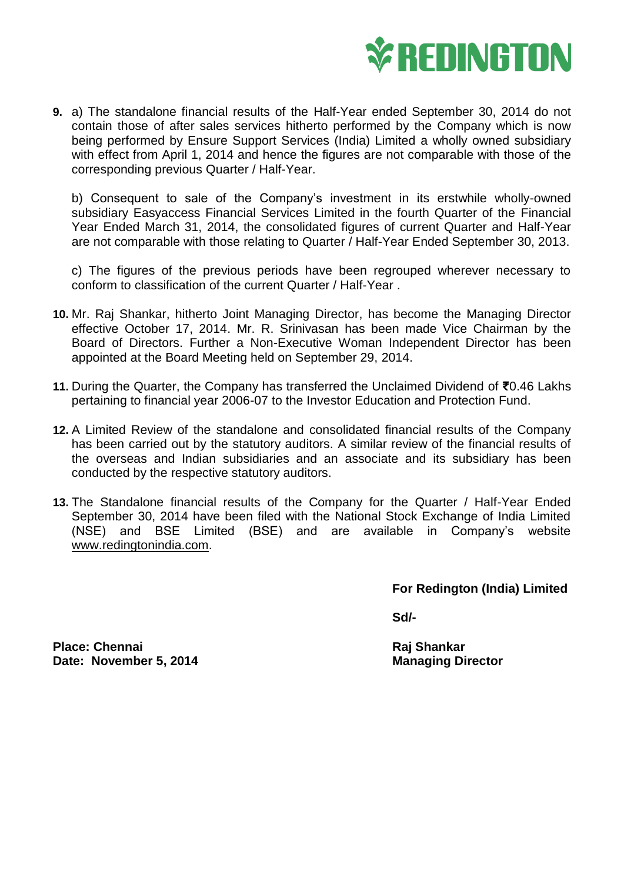**9.** a) The standalone financial results of the Half-Year ended September 30, 2014 do not contain those of after sales services hitherto performed by the Company which is now being performed by Ensure Support Services (India) Limited a wholly owned subsidiary with effect from April 1, 2014 and hence the figures are not comparable with those of the corresponding previous Quarter / Half-Year.

b) Consequent to sale of the Company's investment in its erstwhile wholly-owned subsidiary Easyaccess Financial Services Limited in the fourth Quarter of the Financial Year Ended March 31, 2014, the consolidated figures of current Quarter and Half-Year are not comparable with those relating to Quarter / Half-Year Ended September 30, 2013.

c) The figures of the previous periods have been regrouped wherever necessary to conform to classification of the current Quarter / Half-Year .

**10.** Mr. Raj Shankar, hitherto Joint Managing Director, has become the Managing Director effective October 17, 2014. Mr. R. Srinivasan has been made Vice Chairman by the Board of Directors. Further a Non-Executive Woman Independent Director has been appointed at the Board Meeting held on September 29, 2014.

**11.** During the Quarter, the Company has transferred the Unclaimed Dividend of ₹0.46 Lakhs pertaining to financial year 2006-07 to the Investor Education and Protection Fund.

**12.** A Limited Review of the standalone and consolidated financial results of the Company has been carried out by the statutory auditors. A similar review of the financial results of the overseas and Indian subsidiaries and an associate and its subsidiary has been conducted by the respective statutory auditors.

**13.** The Standalone financial results of the Company for the Quarter / Half-Year Ended September 30, 2014 have been filed with the National Stock Exchange of India Limited (NSE) and BSE Limited (BSE) and are available in Company's website www.redingtonindia.com.

**For Redington (India) Limited**

**Sd/-**

**Raj Shankar**
**Managing Director**

**Place: Chennai**
**Date: November 5, 2014**